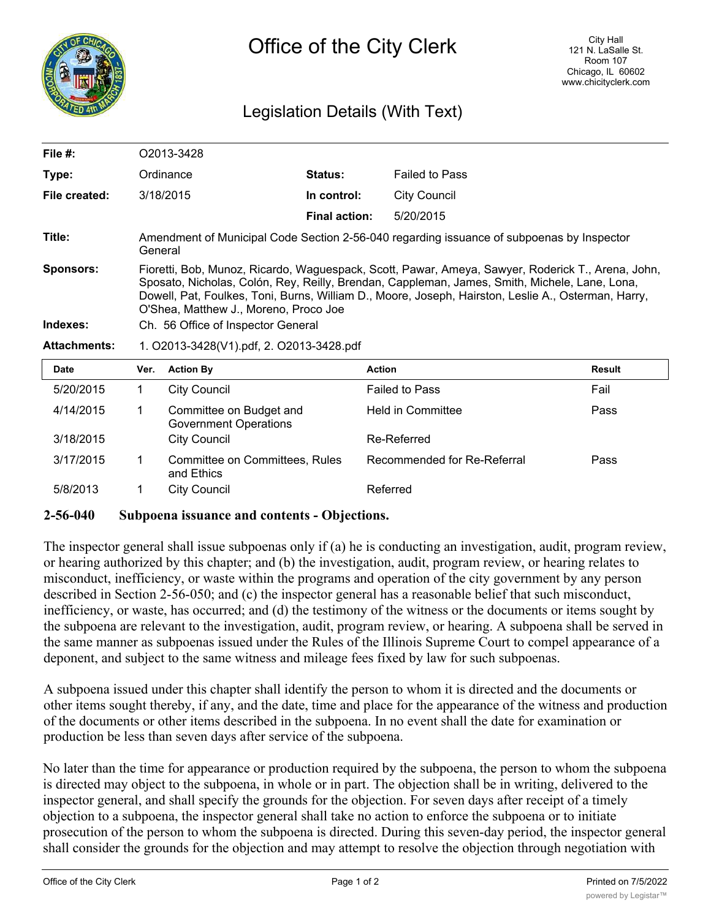# Office of the City Clerk

City Hall
121 N. LaSalle St.
Room 107
Chicago, IL 60602
www.chicityclerk.com

## Legislation Details (With Text)

**File #:** O2013-3428

**Type:** Ordinance **Status:** Failed to Pass

**File created:** 3/18/2015 **In control:** City Council

**Final action:** 5/20/2015

**Title:** Amendment of Municipal Code Section 2-56-040 regarding issuance of subpoenas by Inspector General

**Sponsors:** Fioretti, Bob, Munoz, Ricardo, Waguespack, Scott, Pawar, Ameya, Sawyer, Roderick T., Arena, John, Sposato, Nicholas, Colón, Rey, Reilly, Brendan, Cappleman, James, Smith, Michele, Lane, Lona, Dowell, Pat, Foulkes, Toni, Burns, William D., Moore, Joseph, Hairston, Leslie A., Osterman, Harry, O'Shea, Matthew J., Moreno, Proco Joe

**Indexes:** Ch. 56 Office of Inspector General

**Attachments:** 1. O2013-3428(V1).pdf, 2. O2013-3428.pdf

| Date | Ver. | Action By | Action | Result |
|---|---|---|---|---|
| 5/20/2015 | 1 | City Council | Failed to Pass | Fail |
| 4/14/2015 | 1 | Committee on Budget and Government Operations | Held in Committee | Pass |
| 3/18/2015 | | City Council | Re-Referred | |
| 3/17/2015 | 1 | Committee on Committees, Rules and Ethics | Recommended for Re-Referral | Pass |
| 5/8/2013 | 1 | City Council | Referred | |

**2-56-040 Subpoena issuance and contents - Objections.**

The inspector general shall issue subpoenas only if (a) he is conducting an investigation, audit, program review, or hearing authorized by this chapter; and (b) the investigation, audit, program review, or hearing relates to misconduct, inefficiency, or waste within the programs and operation of the city government by any person described in Section 2-56-050; and (c) the inspector general has a reasonable belief that such misconduct, inefficiency, or waste, has occurred; and (d) the testimony of the witness or the documents or items sought by the subpoena are relevant to the investigation, audit, program review, or hearing. A subpoena shall be served in the same manner as subpoenas issued under the Rules of the Illinois Supreme Court to compel appearance of a deponent, and subject to the same witness and mileage fees fixed by law for such subpoenas.

A subpoena issued under this chapter shall identify the person to whom it is directed and the documents or other items sought thereby, if any, and the date, time and place for the appearance of the witness and production of the documents or other items described in the subpoena. In no event shall the date for examination or production be less than seven days after service of the subpoena.

No later than the time for appearance or production required by the subpoena, the person to whom the subpoena is directed may object to the subpoena, in whole or in part. The objection shall be in writing, delivered to the inspector general, and shall specify the grounds for the objection. For seven days after receipt of a timely objection to a subpoena, the inspector general shall take no action to enforce the subpoena or to initiate prosecution of the person to whom the subpoena is directed. During this seven-day period, the inspector general shall consider the grounds for the objection and may attempt to resolve the objection through negotiation with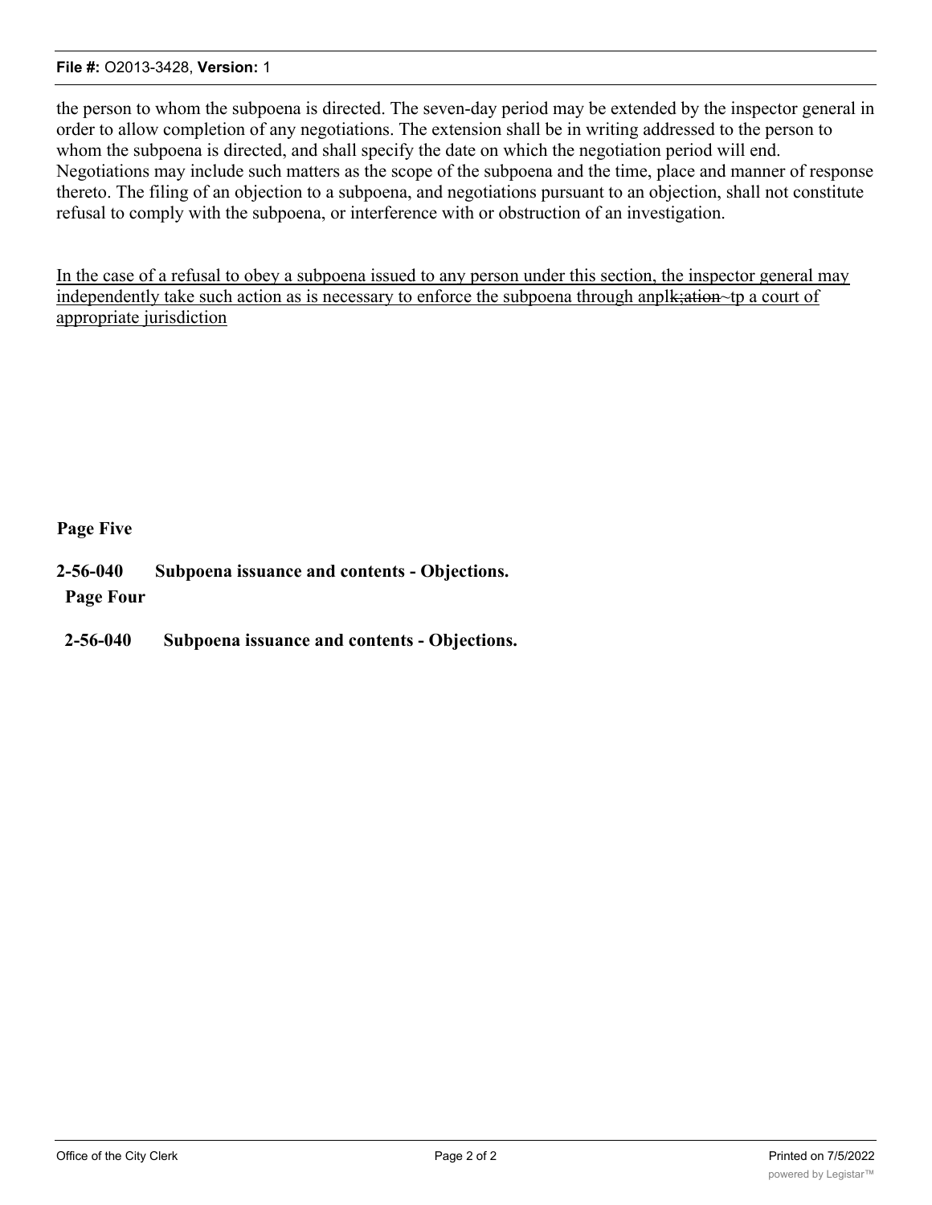the person to whom the subpoena is directed. The seven-day period may be extended by the inspector general in order to allow completion of any negotiations. The extension shall be in writing addressed to the person to whom the subpoena is directed, and shall specify the date on which the negotiation period will end. Negotiations may include such matters as the scope of the subpoena and the time, place and manner of response thereto. The filing of an objection to a subpoena, and negotiations pursuant to an objection, shall not constitute refusal to comply with the subpoena, or interference with or obstruction of an investigation.

In the case of a refusal to obey a subpoena issued to any person under this section, the inspector general may independently take such action as is necessary to enforce the subpoena through anplk;ation~tp a court of appropriate jurisdiction

**Page Five**

**2-56-040 Subpoena issuance and contents - Objections.**

**Page Four**

**2-56-040 Subpoena issuance and contents - Objections.**